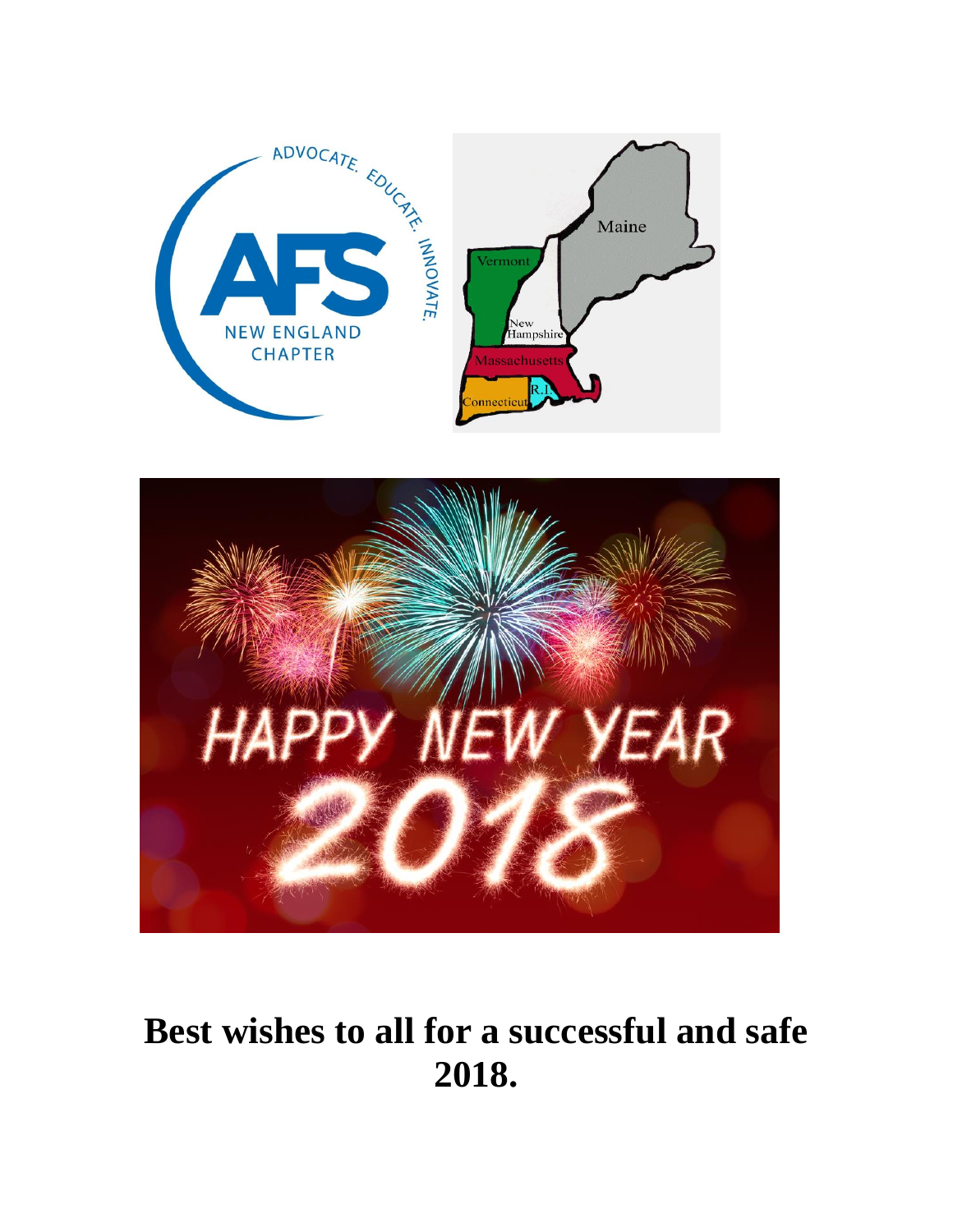ADVOCATE. EDUCATE. INNOVATE.

AFS

NEW ENGLAND CHAPTER

Maine

Vermont

New Hampshire

Massachusetts

Connecticut

R.I.

HAPPY NEW YEAR 2018

# Best wishes to all for a successful and safe 2018.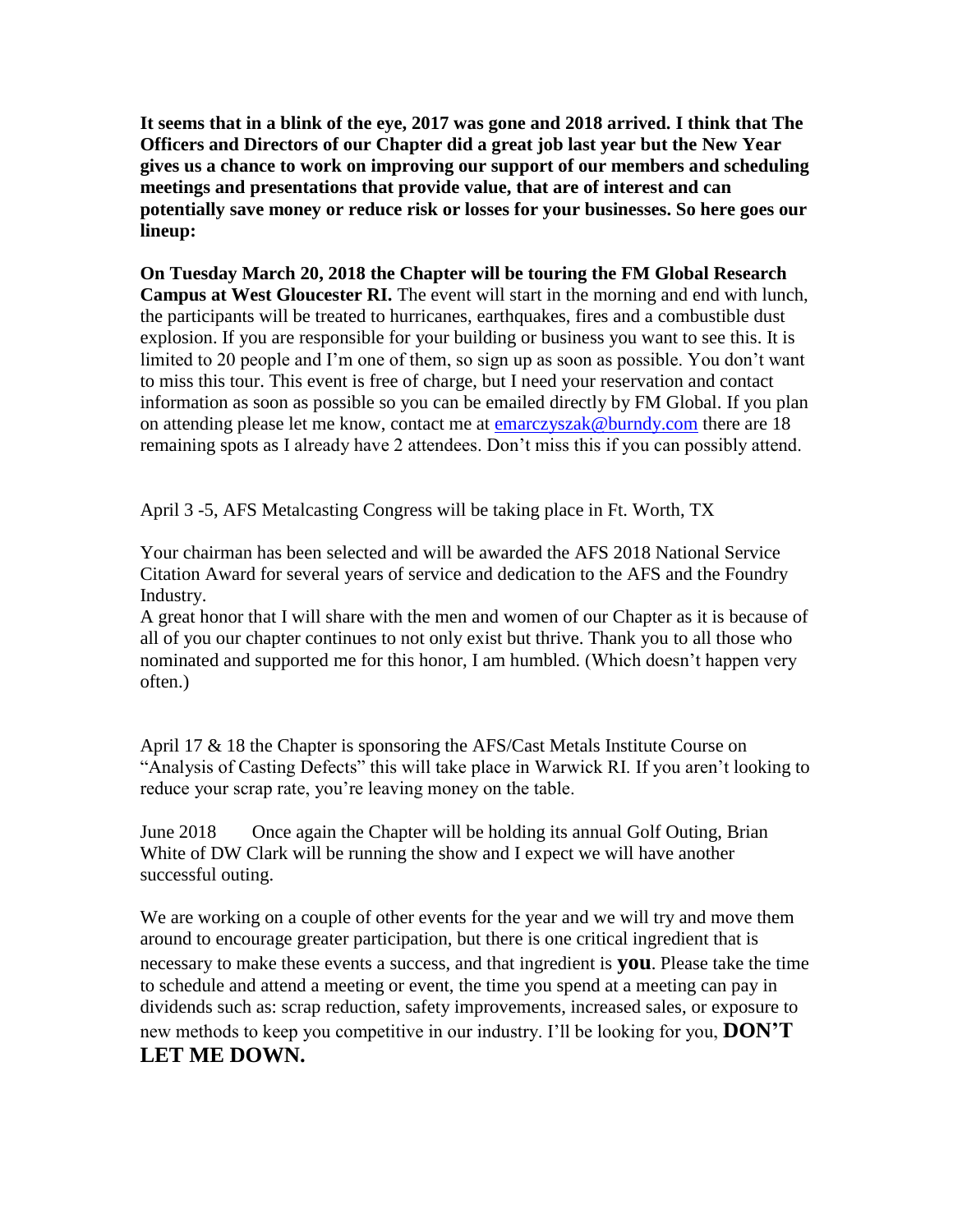**It seems that in a blink of the eye, 2017 was gone and 2018 arrived. I think that The Officers and Directors of our Chapter did a great job last year but the New Year gives us a chance to work on improving our support of our members and scheduling meetings and presentations that provide value, that are of interest and can potentially save money or reduce risk or losses for your businesses. So here goes our lineup:**

**On Tuesday March 20, 2018 the Chapter will be touring the FM Global Research Campus at West Gloucester RI.** The event will start in the morning and end with lunch, the participants will be treated to hurricanes, earthquakes, fires and a combustible dust explosion. If you are responsible for your building or business you want to see this. It is limited to 20 people and I'm one of them, so sign up as soon as possible. You don't want to miss this tour. This event is free of charge, but I need your reservation and contact information as soon as possible so you can be emailed directly by FM Global. If you plan on attending please let me know, contact me at emarczyszak@burndy.com there are 18 remaining spots as I already have 2 attendees. Don't miss this if you can possibly attend.

April 3 -5, AFS Metalcasting Congress will be taking place in Ft. Worth, TX

Your chairman has been selected and will be awarded the AFS 2018 National Service Citation Award for several years of service and dedication to the AFS and the Foundry Industry.
A great honor that I will share with the men and women of our Chapter as it is because of all of you our chapter continues to not only exist but thrive. Thank you to all those who nominated and supported me for this honor, I am humbled. (Which doesn't happen very often.)

April 17 & 18 the Chapter is sponsoring the AFS/Cast Metals Institute Course on "Analysis of Casting Defects" this will take place in Warwick RI. If you aren't looking to reduce your scrap rate, you're leaving money on the table.

June 2018 Once again the Chapter will be holding its annual Golf Outing, Brian White of DW Clark will be running the show and I expect we will have another successful outing.

We are working on a couple of other events for the year and we will try and move them around to encourage greater participation, but there is one critical ingredient that is necessary to make these events a success, and that ingredient is **you**. Please take the time to schedule and attend a meeting or event, the time you spend at a meeting can pay in dividends such as: scrap reduction, safety improvements, increased sales, or exposure to new methods to keep you competitive in our industry. I'll be looking for you, **DON'T LET ME DOWN.**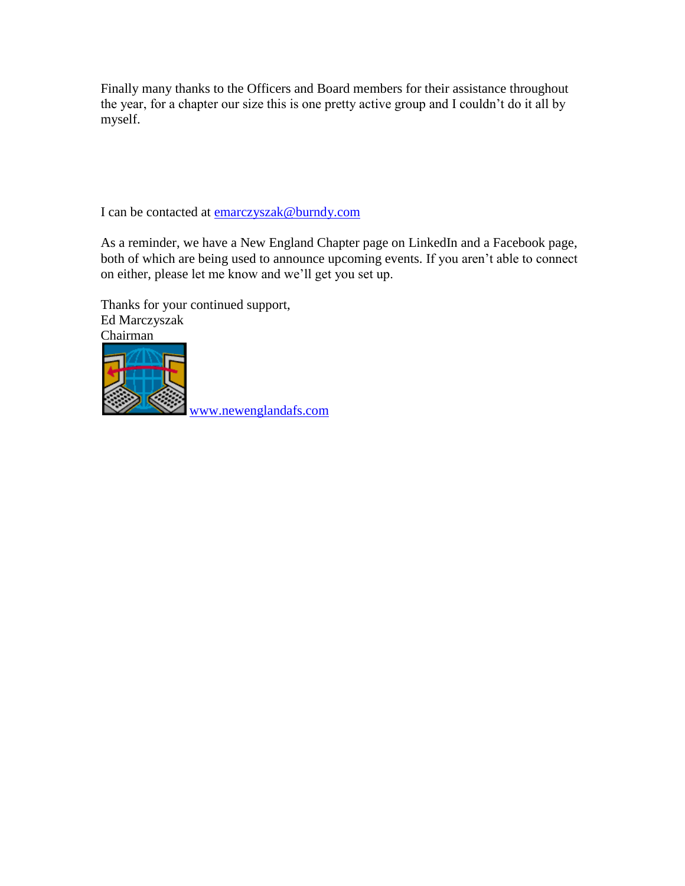Finally many thanks to the Officers and Board members for their assistance throughout the year, for a chapter our size this is one pretty active group and I couldn't do it all by myself.

I can be contacted at emarczyszak@burndy.com

As a reminder, we have a New England Chapter page on LinkedIn and a Facebook page, both of which are being used to announce upcoming events. If you aren't able to connect on either, please let me know and we'll get you set up.

Thanks for your continued support,
Ed Marczyszak
Chairman

www.newenglandafs.com